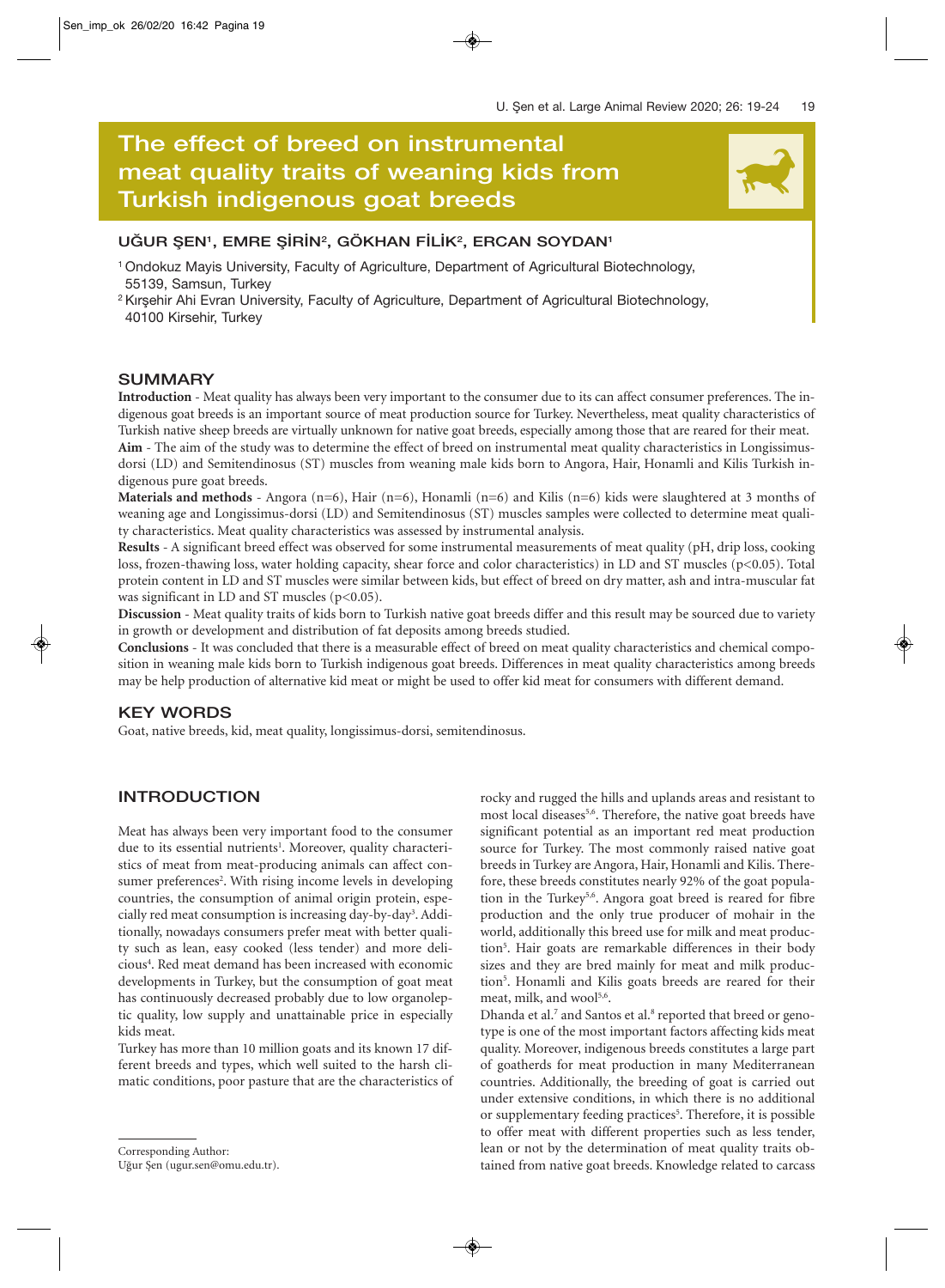# The effect of breed on instrumental meat quality traits of weaning kids from Turkish indigenous goat breeds

**UĞUR ŞEN[1], EMRE ŞİRİN[2], GÖKHAN FİLİK[2], ERCAN SOYDAN[1]**

[1] Ondokuz Mayis University, Faculty of Agriculture, Department of Agricultural Biotechnology, 55139, Samsun, Turkey

[2] Kırşehir Ahi Evran University, Faculty of Agriculture, Department of Agricultural Biotechnology, 40100 Kirsehir, Turkey

## SUMMARY

**Introduction** - Meat quality has always been very important to the consumer due to its can affect consumer preferences. The indigenous goat breeds is an important source of meat production source for Turkey. Nevertheless, meat quality characteristics of Turkish native sheep breeds are virtually unknown for native goat breeds, especially among those that are reared for their meat.

**Aim** - The aim of the study was to determine the effect of breed on instrumental meat quality characteristics in Longissimus-dorsi (LD) and Semitendinosus (ST) muscles from weaning male kids born to Angora, Hair, Honamli and Kilis Turkish indigenous pure goat breeds.

**Materials and methods** - Angora (n=6), Hair (n=6), Honamli (n=6) and Kilis (n=6) kids were slaughtered at 3 months of weaning age and Longissimus-dorsi (LD) and Semitendinosus (ST) muscles samples were collected to determine meat quality characteristics. Meat quality characteristics was assessed by instrumental analysis.

**Results** - A significant breed effect was observed for some instrumental measurements of meat quality (pH, drip loss, cooking loss, frozen-thawing loss, water holding capacity, shear force and color characteristics) in LD and ST muscles ($p<0.05$). Total protein content in LD and ST muscles were similar between kids, but effect of breed on dry matter, ash and intra-muscular fat was significant in LD and ST muscles ($p<0.05$).

**Discussion** - Meat quality traits of kids born to Turkish native goat breeds differ and this result may be sourced due to variety in growth or development and distribution of fat deposits among breeds studied.

**Conclusions** - It was concluded that there is a measurable effect of breed on meat quality characteristics and chemical composition in weaning male kids born to Turkish indigenous goat breeds. Differences in meat quality characteristics among breeds may be help production of alternative kid meat or might be used to offer kid meat for consumers with different demand.

## KEY WORDS

Goat, native breeds, kid, meat quality, longissimus-dorsi, semitendinosus.

## INTRODUCTION

Meat has always been very important food to the consumer due to its essential nutrients[1]. Moreover, quality characteristics of meat from meat-producing animals can affect consumer preferences[2]. With rising income levels in developing countries, the consumption of animal origin protein, especially red meat consumption is increasing day-by-day[3]. Additionally, nowadays consumers prefer meat with better quality such as lean, easy cooked (less tender) and more delicious[4]. Red meat demand has been increased with economic developments in Turkey, but the consumption of goat meat has continuously decreased probably due to low organoleptic quality, low supply and unattainable price in especially kids meat.

Turkey has more than 10 million goats and its known 17 different breeds and types, which well suited to the harsh climatic conditions, poor pasture that are the characteristics of rocky and rugged the hills and uplands areas and resistant to most local diseases[5,6]. Therefore, the native goat breeds have significant potential as an important red meat production source for Turkey. The most commonly raised native goat breeds in Turkey are Angora, Hair, Honamli and Kilis. Therefore, these breeds constitutes nearly 92% of the goat population in the Turkey[5,6]. Angora goat breed is reared for fibre production and the only true producer of mohair in the world, additionally this breed use for milk and meat production[5]. Hair goats are remarkable differences in their body sizes and they are bred mainly for meat and milk production[5]. Honamli and Kilis goats breeds are reared for their meat, milk, and wool[5,6].

Dhanda et al.[7] and Santos et al.[8] reported that breed or genotype is one of the most important factors affecting kids meat quality. Moreover, indigenous breeds constitutes a large part of goatherds for meat production in many Mediterranean countries. Additionally, the breeding of goat is carried out under extensive conditions, in which there is no additional or supplementary feeding practices[5]. Therefore, it is possible to offer meat with different properties such as less tender, lean or not by the determination of meat quality traits obtained from native goat breeds. Knowledge related to carcass

Corresponding Author:
Uğur Şen (ugur.sen@omu.edu.tr).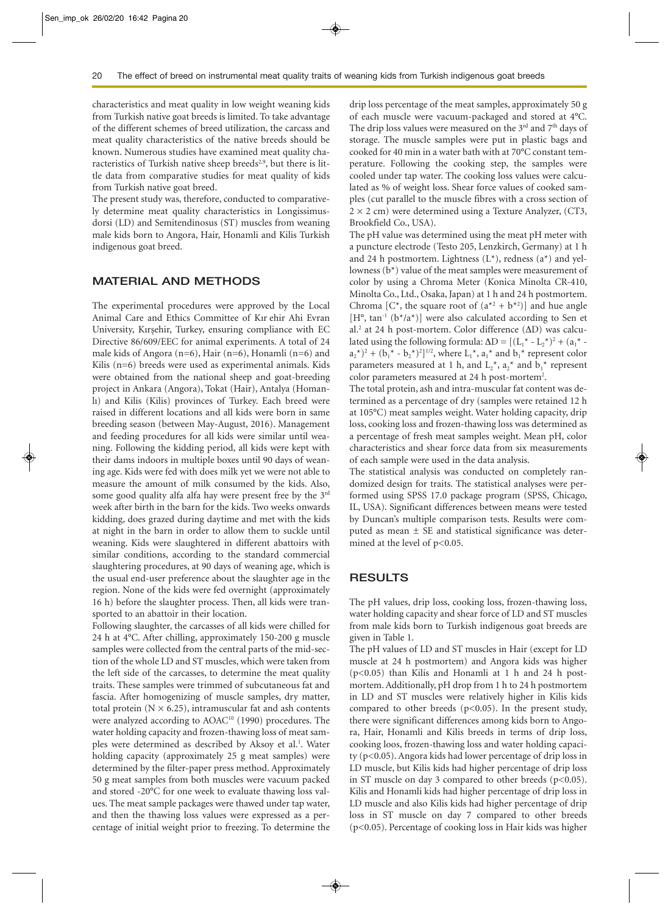characteristics and meat quality in low weight weaning kids from Turkish native goat breeds is limited. To take advantage of the different schemes of breed utilization, the carcass and meat quality characteristics of the native breeds should be known. Numerous studies have examined meat quality characteristics of Turkish native sheep breeds[2,9], but there is little data from comparative studies for meat quality of kids from Turkish native goat breed.

The present study was, therefore, conducted to comparatively determine meat quality characteristics in Longissimusdorsi (LD) and Semitendinosus (ST) muscles from weaning male kids born to Angora, Hair, Honamli and Kilis Turkish indigenous goat breed.

## MATERIAL AND METHODS

The experimental procedures were approved by the Local Animal Care and Ethics Committee of Kır ehir Ahi Evran University, Kırşehir, Turkey, ensuring compliance with EC Directive 86/609/EEC for animal experiments. A total of 24 male kids of Angora (n=6), Hair (n=6), Honamli (n=6) and Kilis (n=6) breeds were used as experimental animals. Kids were obtained from the national sheep and goat-breeding project in Ankara (Angora), Tokat (Hair), Antalya (Homanlı) and Kilis (Kilis) provinces of Turkey. Each breed were raised in different locations and all kids were born in same breeding season (between May-August, 2016). Management and feeding procedures for all kids were similar until weaning. Following the kidding period, all kids were kept with their dams indoors in multiple boxes until 90 days of weaning age. Kids were fed with does milk yet we were not able to measure the amount of milk consumed by the kids. Also, some good quality alfa alfa hay were present free by the 3rd week after birth in the barn for the kids. Two weeks onwards kidding, does grazed during daytime and met with the kids at night in the barn in order to allow them to suckle until weaning. Kids were slaughtered in different abattoirs with similar conditions, according to the standard commercial slaughtering procedures, at 90 days of weaning age, which is the usual end-user preference about the slaughter age in the region. None of the kids were fed overnight (approximately 16 h) before the slaughter process. Then, all kids were transported to an abattoir in their location.

Following slaughter, the carcasses of all kids were chilled for 24 h at 4°C. After chilling, approximately 150-200 g muscle samples were collected from the central parts of the mid-section of the whole LD and ST muscles, which were taken from the left side of the carcasses, to determine the meat quality traits. These samples were trimmed of subcutaneous fat and fascia. After homogenizing of muscle samples, dry matter, total protein ($N \times 6.25$), intramuscular fat and ash contents were analyzed according to AOAC[10] (1990) procedures. The water holding capacity and frozen-thawing loss of meat samples were determined as described by Aksoy et al.[1]. Water holding capacity (approximately 25 g meat samples) were determined by the filter-paper press method. Approximately 50 g meat samples from both muscles were vacuum packed and stored -20°C for one week to evaluate thawing loss values. The meat sample packages were thawed under tap water, and then the thawing loss values were expressed as a percentage of initial weight prior to freezing. To determine the drip loss percentage of the meat samples, approximately 50 g of each muscle were vacuum-packaged and stored at 4°C. The drip loss values were measured on the 3rd and 7th days of storage. The muscle samples were put in plastic bags and cooked for 40 min in a water bath with at 70°C constant temperature. Following the cooking step, the samples were cooled under tap water. The cooking loss values were calculated as % of weight loss. Shear force values of cooked samples (cut parallel to the muscle fibres with a cross section of $2 \times 2$ cm) were determined using a Texture Analyzer, (CT3, Brookfield Co., USA).

The pH value was determined using the meat pH meter with a puncture electrode (Testo 205, Lenzkirch, Germany) at 1 h and 24 h postmortem. Lightness ($L^*$), redness ($a^*$) and yellowness ($b^*$) value of the meat samples were measurement of color by using a Chroma Meter (Konica Minolta CR-410, Minolta Co., Ltd., Osaka, Japan) at 1 h and 24 h postmortem. Chroma [$C^*$, the square root of $(a^{*2} + b^{*2})$] and hue angle [$H°$, $\tan^{-1}(b^*/a^*)$] were also calculated according to Sen et al.[2] at 24 h post-mortem. Color difference ($\Delta D$) was calculated using the following formula: $\Delta D = [(L_1^* - L_2^*)^2 + (a_1^* - a_2^*)^2 + (b_1^* - b_2^*)^2]^{1/2}$, where $L_1^*$, $a_1^*$ and $b_1^*$ represent color parameters measured at 1 h, and $L_2^*$, $a_2^*$ and $b_1^*$ represent color parameters measured at 24 h post-mortem[2].

The total protein, ash and intra-muscular fat content was determined as a percentage of dry (samples were retained 12 h at 105°C) meat samples weight. Water holding capacity, drip loss, cooking loss and frozen-thawing loss was determined as a percentage of fresh meat samples weight. Mean pH, color characteristics and shear force data from six measurements of each sample were used in the data analysis.

The statistical analysis was conducted on completely randomized design for traits. The statistical analyses were performed using SPSS 17.0 package program (SPSS, Chicago, IL, USA). Significant differences between means were tested by Duncan's multiple comparison tests. Results were computed as mean ± SE and statistical significance was determined at the level of $p<0.05$.

## RESULTS

The pH values, drip loss, cooking loss, frozen-thawing loss, water holding capacity and shear force of LD and ST muscles from male kids born to Turkish indigenous goat breeds are given in Table 1.

The pH values of LD and ST muscles in Hair (except for LD muscle at 24 h postmortem) and Angora kids was higher ($p<0.05$) than Kilis and Honamli at 1 h and 24 h postmortem. Additionally, pH drop from 1 h to 24 h postmortem in LD and ST muscles were relatively higher in Kilis kids compared to other breeds ($p<0.05$). In the present study, there were significant differences among kids born to Angora, Hair, Honamli and Kilis breeds in terms of drip loss, cooking loos, frozen-thawing loss and water holding capacity ($p<0.05$). Angora kids had lower percentage of drip loss in LD muscle, but Kilis kids had higher percentage of drip loss in ST muscle on day 3 compared to other breeds ($p<0.05$). Kilis and Honamli kids had higher percentage of drip loss in LD muscle and also Kilis kids had higher percentage of drip loss in ST muscle on day 7 compared to other breeds ($p<0.05$). Percentage of cooking loss in Hair kids was higher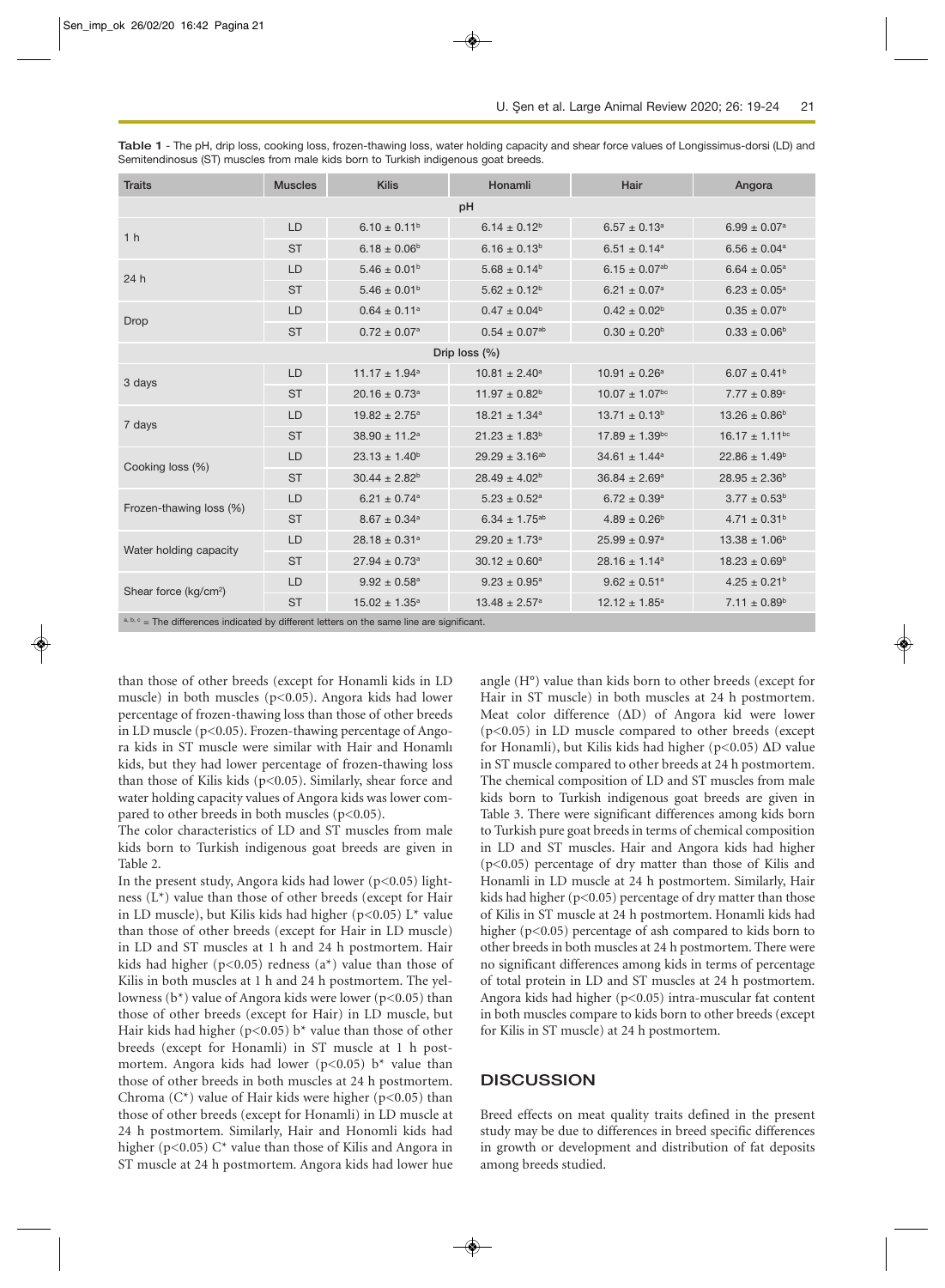**Table 1** - The pH, drip loss, cooking loss, frozen-thawing loss, water holding capacity and shear force values of Longissimus-dorsi (LD) and Semitendinosus (ST) muscles from male kids born to Turkish indigenous goat breeds.

| Traits | Muscles | Kilis | Honamli | Hair | Angora |
|---|---|---|---|---|---|
| **pH** | | | | | |
| 1 h | LD | 6.10 ± 0.11[b] | 6.14 ± 0.12[b] | 6.57 ± 0.13[a] | 6.99 ± 0.07[a] |
| | ST | 6.18 ± 0.06[b] | 6.16 ± 0.13[b] | 6.51 ± 0.14[a] | 6.56 ± 0.04[a] |
| 24 h | LD | 5.46 ± 0.01[b] | 5.68 ± 0.14[b] | 6.15 ± 0.07[ab] | 6.64 ± 0.05[a] |
| | ST | 5.46 ± 0.01[b] | 5.62 ± 0.12[b] | 6.21 ± 0.07[a] | 6.23 ± 0.05[a] |
| Drop | LD | 0.64 ± 0.11[a] | 0.47 ± 0.04[b] | 0.42 ± 0.02[b] | 0.35 ± 0.07[b] |
| | ST | 0.72 ± 0.07[a] | 0.54 ± 0.07[ab] | 0.30 ± 0.20[b] | 0.33 ± 0.06[b] |
| **Drip loss (%)** | | | | | |
| 3 days | LD | 11.17 ± 1.94[a] | 10.81 ± 2.40[a] | 10.91 ± 0.26[a] | 6.07 ± 0.41[b] |
| | ST | 20.16 ± 0.73[a] | 11.97 ± 0.82[b] | 10.07 ± 1.07[bc] | 7.77 ± 0.89[c] |
| 7 days | LD | 19.82 ± 2.75[a] | 18.21 ± 1.34[a] | 13.71 ± 0.13[b] | 13.26 ± 0.86[b] |
| | ST | 38.90 ± 11.2[a] | 21.23 ± 1.83[b] | 17.89 ± 1.39[bc] | 16.17 ± 1.11[bc] |
| Cooking loss (%) | LD | 23.13 ± 1.40[b] | 29.29 ± 3.16[ab] | 34.61 ± 1.44[a] | 22.86 ± 1.49[b] |
| | ST | 30.44 ± 2.82[b] | 28.49 ± 4.02[b] | 36.84 ± 2.69[a] | 28.95 ± 2.36[b] |
| Frozen-thawing loss (%) | LD | 6.21 ± 0.74[a] | 5.23 ± 0.52[a] | 6.72 ± 0.39[a] | 3.77 ± 0.53[b] |
| | ST | 8.67 ± 0.34[a] | 6.34 ± 1.75[ab] | 4.89 ± 0.26[b] | 4.71 ± 0.31[b] |
| Water holding capacity | LD | 28.18 ± 0.31[a] | 29.20 ± 1.73[a] | 25.99 ± 0.97[a] | 13.38 ± 1.06[b] |
| | ST | 27.94 ± 0.73[a] | 30.12 ± 0.60[a] | 28.16 ± 1.14[a] | 18.23 ± 0.69[b] |
| Shear force (kg/cm$^2$) | LD | 9.92 ± 0.58[a] | 9.23 ± 0.95[a] | 9.62 ± 0.51[a] | 4.25 ± 0.21[b] |
| | ST | 15.02 ± 1.35[a] | 13.48 ± 2.57[a] | 12.12 ± 1.85[a] | 7.11 ± 0.89[b] |

[a, b, c] = The differences indicated by different letters on the same line are significant.

than those of other breeds (except for Honamli kids in LD muscle) in both muscles ($p<0.05$). Angora kids had lower percentage of frozen-thawing loss than those of other breeds in LD muscle ($p<0.05$). Frozen-thawing percentage of Angora kids in ST muscle were similar with Hair and Honamlı kids, but they had lower percentage of frozen-thawing loss than those of Kilis kids ($p<0.05$). Similarly, shear force and water holding capacity values of Angora kids was lower compared to other breeds in both muscles ($p<0.05$).

The color characteristics of LD and ST muscles from male kids born to Turkish indigenous goat breeds are given in Table 2.

In the present study, Angora kids had lower ($p<0.05$) lightness ($L^*$) value than those of other breeds (except for Hair in LD muscle), but Kilis kids had higher ($p<0.05$) $L^*$ value than those of other breeds (except for Hair in LD muscle) in LD and ST muscles at 1 h and 24 h postmortem. Hair kids had higher ($p<0.05$) redness ($a^*$) value than those of Kilis in both muscles at 1 h and 24 h postmortem. The yellowness ($b^*$) value of Angora kids were lower ($p<0.05$) than those of other breeds (except for Hair) in LD muscle, but Hair kids had higher ($p<0.05$) $b^*$ value than those of other breeds (except for Honamli) in ST muscle at 1 h postmortem. Angora kids had lower ($p<0.05$) $b^*$ value than those of other breeds in both muscles at 24 h postmortem. Chroma ($C^*$) value of Hair kids were higher ($p<0.05$) than those of other breeds (except for Honamli) in LD muscle at 24 h postmortem. Similarly, Hair and Honomli kids had higher ($p<0.05$) $C^*$ value than those of Kilis and Angora in ST muscle at 24 h postmortem. Angora kids had lower hue angle (H°) value than kids born to other breeds (except for Hair in ST muscle) in both muscles at 24 h postmortem. Meat color difference ($\Delta$D) of Angora kid were lower ($p<0.05$) in LD muscle compared to other breeds (except for Honamli), but Kilis kids had higher ($p<0.05$) $\Delta$D value in ST muscle compared to other breeds at 24 h postmortem.

The chemical composition of LD and ST muscles from male kids born to Turkish indigenous goat breeds are given in Table 3. There were significant differences among kids born to Turkish pure goat breeds in terms of chemical composition in LD and ST muscles. Hair and Angora kids had higher ($p<0.05$) percentage of dry matter than those of Kilis and Honamli in LD muscle at 24 h postmortem. Similarly, Hair kids had higher ($p<0.05$) percentage of dry matter than those of Kilis in ST muscle at 24 h postmortem. Honamli kids had higher ($p<0.05$) percentage of ash compared to kids born to other breeds in both muscles at 24 h postmortem. There were no significant differences among kids in terms of percentage of total protein in LD and ST muscles at 24 h postmortem. Angora kids had higher ($p<0.05$) intra-muscular fat content in both muscles compare to kids born to other breeds (except for Kilis in ST muscle) at 24 h postmortem.

## DISCUSSION

Breed effects on meat quality traits defined in the present study may be due to differences in breed specific differences in growth or development and distribution of fat deposits among breeds studied.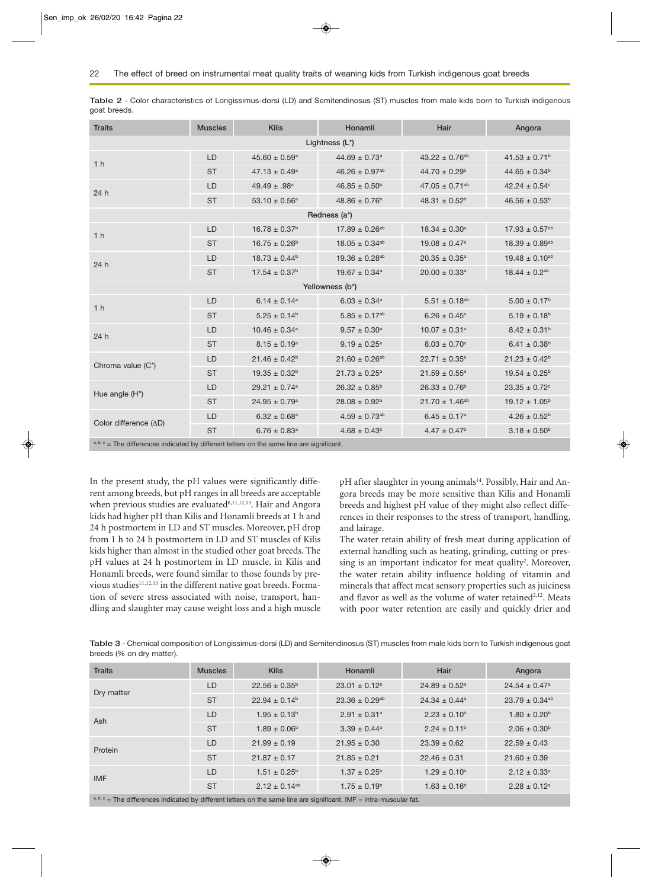**Table 2** - Color characteristics of Longissimus-dorsi (LD) and Semitendinosus (ST) muscles from male kids born to Turkish indigenous goat breeds.

| Traits | Muscles | Kilis | Honamli | Hair | Angora |
|---|---|---|---|---|---|
| **Lightness (L*)** | | | | | |
| 1 h | LD | 45.60 ± 0.59$^{a}$ | 44.69 ± 0.73$^{a}$ | 43.22 ± 0.76$^{ab}$ | 41.53 ± 0.71$^{b}$ |
| | ST | 47.13 ± 0.49$^{a}$ | 46.26 ± 0.97$^{ab}$ | 44.70 ± 0.29$^{b}$ | 44.65 ± 0.34$^{b}$ |
| 24 h | LD | 49.49 ± .98$^{a}$ | 46.85 ± 0.50$^{b}$ | 47.05 ± 0.71$^{ab}$ | 42.24 ± 0.54$^{c}$ |
| | ST | 53.10 ± 0.56$^{a}$ | 48.86 ± 0.76$^{b}$ | 48.31 ± 0.52$^{b}$ | 46.56 ± 0.53$^{b}$ |
| **Redness (a*)** | | | | | |
| 1 h | LD | 16.78 ± 0.37$^{b}$ | 17.89 ± 0.26$^{ab}$ | 18.34 ± 0.30$^{a}$ | 17.93 ± 0.57$^{ab}$ |
| | ST | 16.75 ± 0.26$^{b}$ | 18.05 ± 0.34$^{ab}$ | 19.08 ± 0.47$^{a}$ | 18.39 ± 0.89$^{ab}$ |
| 24 h | LD | 18.73 ± 0.44$^{b}$ | 19.36 ± 0.28$^{ab}$ | 20.35 ± 0.35$^{a}$ | 19.48 ± 0.10$^{ab}$ |
| | ST | 17.54 ± 0.37$^{b}$ | 19.67 ± 0.34$^{a}$ | 20.00 ± 0.33$^{a}$ | 18.44 ± 0.2$^{ab}$ |
| **Yellowness (b*)** | | | | | |
| 1 h | LD | 6.14 ± 0.14$^{a}$ | 6.03 ± 0.34$^{a}$ | 5.51 ± 0.18$^{ab}$ | 5.00 ± 0.17$^{b}$ |
| | ST | 5.25 ± 0.14$^{b}$ | 5.85 ± 0.17$^{ab}$ | 6.26 ± 0.45$^{a}$ | 5.19 ± 0.18$^{b}$ |
| 24 h | LD | 10.46 ± 0.34$^{a}$ | 9.57 ± 0.30$^{a}$ | 10.07 ± 0.31$^{a}$ | 8.42 ± 0.31$^{b}$ |
| | ST | 8.15 ± 0.19$^{a}$ | 9.19 ± 0.25$^{a}$ | 8.03 ± 0.70$^{a}$ | 6.41 ± 0.38$^{b}$ |
| Chroma value (C*) | LD | 21.46 ± 0.42$^{b}$ | 21.60 ± 0.26$^{ab}$ | 22.71 ± 0.35$^{a}$ | 21.23 ± 0.42$^{b}$ |
| | ST | 19.35 ± 0.32$^{b}$ | 21.73 ± 0.25$^{a}$ | 21.59 ± 0.55$^{a}$ | 19.54 ± 0.25$^{b}$ |
| Hue angle (H°) | LD | 29.21 ± 0.74$^{a}$ | 26.32 ± 0.85$^{b}$ | 26.33 ± 0.76$^{b}$ | 23.35 ± 0.72$^{c}$ |
| | ST | 24.95 ± 0.79$^{a}$ | 28.08 ± 0.92$^{a}$ | 21.70 ± 1.46$^{ab}$ | 19.12 ± 1.05$^{b}$ |
| Color difference (ΔD) | LD | 6.32 ± 0.68$^{a}$ | 4.59 ± 0.73$^{ab}$ | 6.45 ± 0.17$^{a}$ | 4.26 ± 0.52$^{b}$ |
| | ST | 6.76 ± 0.83$^{a}$ | 4.68 ± 0.43$^{b}$ | 4.47 ± 0.47$^{b}$ | 3.18 ± 0.50$^{b}$ |

a, b, c = The differences indicated by different letters on the same line are significant.

In the present study, the pH values were significantly different among breeds, but pH ranges in all breeds are acceptable when previous studies are evaluated[8,11,12,13]. Hair and Angora kids had higher pH than Kilis and Honamli breeds at 1 h and 24 h postmortem in LD and ST muscles. Moreover, pH drop from 1 h to 24 h postmortem in LD and ST muscles of Kilis kids higher than almost in the studied other goat breeds. The pH values at 24 h postmortem in LD muscle, in Kilis and Honamli breeds, were found similar to those founds by previous studies[11,12,13] in the different native goat breeds. Formation of severe stress associated with noise, transport, handling and slaughter may cause weight loss and a high muscle pH after slaughter in young animals[14]. Possibly, Hair and Angora breeds may be more sensitive than Kilis and Honamli breeds and highest pH value of they might also reflect differences in their responses to the stress of transport, handling, and lairage.

The water retain ability of fresh meat during application of external handling such as heating, grinding, cutting or pressing is an important indicator for meat quality[2]. Moreover, the water retain ability influence holding of vitamin and minerals that affect meat sensory properties such as juiciness and flavor as well as the volume of water retained[2,12]. Meats with poor water retention are easily and quickly drier and

**Table 3** - Chemical composition of Longissimus-dorsi (LD) and Semitendinosus (ST) muscles from male kids born to Turkish indigenous goat breeds (% on dry matter).

| Traits | Muscles | Kilis | Honamli | Hair | Angora |
|---|---|---|---|---|---|
| Dry matter | LD | 22.56 ± 0.35$^{b}$ | 23.01 ± 0.12$^{b}$ | 24.89 ± 0.52$^{a}$ | 24.54 ± 0.47$^{a}$ |
| | ST | 22.94 ± 0.14$^{b}$ | 23.36 ± 0.29$^{ab}$ | 24.34 ± 0.44$^{a}$ | 23.79 ± 0.34$^{ab}$ |
| Ash | LD | 1.95 ± 0.13$^{b}$ | 2.91 ± 0.31$^{a}$ | 2.23 ± 0.10$^{b}$ | 1.80 ± 0.20$^{b}$ |
| | ST | 1.89 ± 0.06$^{b}$ | 3.39 ± 0.44$^{a}$ | 2.24 ± 0.11$^{b}$ | 2.06 ± 0.30$^{b}$ |
| Protein | LD | 21.99 ± 0.19 | 21.95 ± 0.30 | 23.39 ± 0.62 | 22.59 ± 0.43 |
| | ST | 21.87 ± 0.17 | 21.85 ± 0.21 | 22.46 ± 0.31 | 21.60 ± 0.39 |
| IMF | LD | 1.51 ± 0.25$^{b}$ | 1.37 ± 0.25$^{b}$ | 1.29 ± 0.10$^{b}$ | 2.12 ± 0.33$^{a}$ |
| | ST | 2.12 ± 0.14$^{ab}$ | 1.75 ± 0.19$^{b}$ | 1.63 ± 0.16$^{b}$ | 2.28 ± 0.12$^{a}$ |

a, b, c = The differences indicated by different letters on the same line are significant. IMF = intra-muscular fat.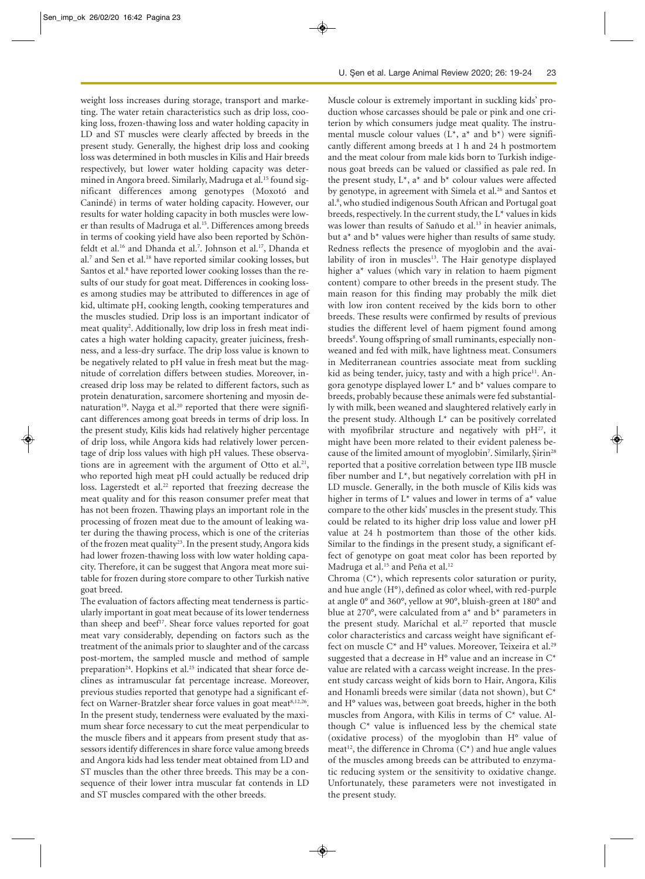weight loss increases during storage, transport and marketing. The water retain characteristics such as drip loss, cooking loss, frozen-thawing loss and water holding capacity in LD and ST muscles were clearly affected by breeds in the present study. Generally, the highest drip loss and cooking loss was determined in both muscles in Kilis and Hair breeds respectively, but lower water holding capacity was determined in Angora breed. Similarly, Madruga et al.[15] found significant differences among genotypes (Moxotó and Canindé) in terms of water holding capacity. However, our results for water holding capacity in both muscles were lower than results of Madruga et al.[15]. Differences among breeds in terms of cooking yield have also been reported by Schönfeldt et al.[16] and Dhanda et al.[7]. Johnson et al.[17], Dhanda et al.[7] and Sen et al.[18] have reported similar cooking losses, but Santos et al.[8] have reported lower cooking losses than the results of our study for goat meat. Differences in cooking losses among studies may be attributed to differences in age of kid, ultimate pH, cooking length, cooking temperatures and the muscles studied. Drip loss is an important indicator of meat quality[2]. Additionally, low drip loss in fresh meat indicates a high water holding capacity, greater juiciness, freshness, and a less-dry surface. The drip loss value is known to be negatively related to pH value in fresh meat but the magnitude of correlation differs between studies. Moreover, increased drip loss may be related to different factors, such as protein denaturation, sarcomere shortening and myosin denaturation[19]. Nayga et al.[20] reported that there were significant differences among goat breeds in terms of drip loss. In the present study, Kilis kids had relatively higher percentage of drip loss, while Angora kids had relatively lower percentage of drip loss values with high pH values. These observations are in agreement with the argument of Otto et al.[21], who reported high meat pH could actually be reduced drip loss. Lagerstedt et al.[22] reported that freezing decrease the meat quality and for this reason consumer prefer meat that has not been frozen. Thawing plays an important role in the processing of frozen meat due to the amount of leaking water during the thawing process, which is one of the criterias of the frozen meat quality[23]. In the present study, Angora kids had lower frozen-thawing loss with low water holding capacity. Therefore, it can be suggest that Angora meat more suitable for frozen during store compare to other Turkish native goat breed.

The evaluation of factors affecting meat tenderness is particularly important in goat meat because of its lower tenderness than sheep and beef[17]. Shear force values reported for goat meat vary considerably, depending on factors such as the treatment of the animals prior to slaughter and of the carcass post-mortem, the sampled muscle and method of sample preparation[24]. Hopkins et al.[25] indicated that shear force declines as intramuscular fat percentage increase. Moreover, previous studies reported that genotype had a significant effect on Warner-Bratzler shear force values in goat meat[8,12,26]. In the present study, tenderness were evaluated by the maximum shear force necessary to cut the meat perpendicular to the muscle fibers and it appears from present study that assessors identify differences in share force value among breeds and Angora kids had less tender meat obtained from LD and ST muscles than the other three breeds. This may be a consequence of their lower intra muscular fat contends in LD and ST muscles compared with the other breeds.

Muscle colour is extremely important in suckling kids' production whose carcasses should be pale or pink and one criterion by which consumers judge meat quality. The instrumental muscle colour values (L*, a* and b*) were significantly different among breeds at 1 h and 24 h postmortem and the meat colour from male kids born to Turkish indigenous goat breeds can be valued or classified as pale red. In the present study, L*, a* and b* colour values were affected by genotype, in agreement with Simela et al.[26] and Santos et al.[8], who studied indigenous South African and Portugal goat breeds, respectively. In the current study, the L* values in kids was lower than results of Sañudo et al.[13] in heavier animals, but a* and b* values were higher than results of same study. Redness reflects the presence of myoglobin and the availability of iron in muscles[13]. The Hair genotype displayed higher a* values (which vary in relation to haem pigment content) compare to other breeds in the present study. The main reason for this finding may probably the milk diet with low iron content received by the kids born to other breeds. These results were confirmed by results of previous studies the different level of haem pigment found among breeds[8]. Young offspring of small ruminants, especially nonweaned and fed with milk, have lightness meat. Consumers in Mediterranean countries associate meat from suckling kid as being tender, juicy, tasty and with a high price[11]. Angora genotype displayed lower L* and b* values compare to breeds, probably because these animals were fed substantially with milk, been weaned and slaughtered relatively early in the present study. Although L* can be positively correlated with myofibrilar structure and negatively with pH[27], it might have been more related to their evident paleness because of the limited amount of myoglobin[7]. Similarly, Şirin[28] reported that a positive correlation between type IIB muscle fiber number and L*, but negatively correlation with pH in LD muscle. Generally, in the both muscle of Kilis kids was higher in terms of L* values and lower in terms of a* value compare to the other kids' muscles in the present study. This could be related to its higher drip loss value and lower pH value at 24 h postmortem than those of the other kids. Similar to the findings in the present study, a significant effect of genotype on goat meat color has been reported by Madruga et al.[15] and Peña et al.[12]

Chroma (C*), which represents color saturation or purity, and hue angle (H°), defined as color wheel, with red-purple at angle 0° and 360°, yellow at 90°, bluish-green at 180° and blue at 270°, were calculated from a* and b* parameters in the present study. Marichal et al.[27] reported that muscle color characteristics and carcass weight have significant effect on muscle C* and H° values. Moreover, Teixeira et al.[29] suggested that a decrease in H° value and an increase in C* value are related with a carcass weight increase. In the present study carcass weight of kids born to Hair, Angora, Kilis and Honamli breeds were similar (data not shown), but C* and H° values was, between goat breeds, higher in the both muscles from Angora, with Kilis in terms of C* value. Although C* value is influenced less by the chemical state (oxidative process) of the myoglobin than H° value of meat[12], the difference in Chroma (C*) and hue angle values of the muscles among breeds can be attributed to enzymatic reducing system or the sensitivity to oxidative change. Unfortunately, these parameters were not investigated in the present study.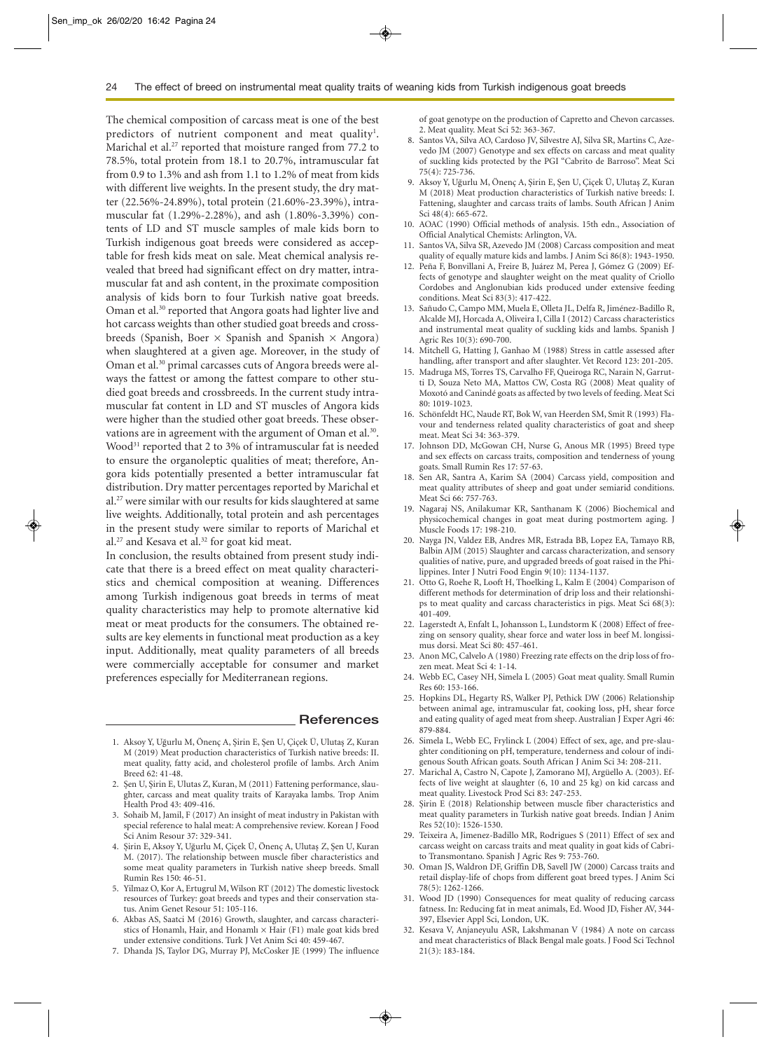The chemical composition of carcass meat is one of the best predictors of nutrient component and meat quality[1]. Marichal et al.[27] reported that moisture ranged from 77.2 to 78.5%, total protein from 18.1 to 20.7%, intramuscular fat from 0.9 to 1.3% and ash from 1.1 to 1.2% of meat from kids with different live weights. In the present study, the dry matter (22.56%-24.89%), total protein (21.60%-23.39%), intramuscular fat (1.29%-2.28%), and ash (1.80%-3.39%) contents of LD and ST muscle samples of male kids born to Turkish indigenous goat breeds were considered as acceptable for fresh kids meat on sale. Meat chemical analysis revealed that breed had significant effect on dry matter, intramuscular fat and ash content, in the proximate composition analysis of kids born to four Turkish native goat breeds. Oman et al.[30] reported that Angora goats had lighter live and hot carcass weights than other studied goat breeds and crossbreds (Spanish, Boer × Spanish and Spanish × Angora) when slaughtered at a given age. Moreover, in the study of Oman et al.[30] primal carcasses cuts of Angora breeds were always the fattest or among the fattest compare to other studied goat breeds and crossbreds. In the current study intramuscular fat content in LD and ST muscles of Angora kids were higher than the studied other goat breeds. These observations are in agreement with the argument of Oman et al.[30]. Wood[31] reported that 2 to 3% of intramuscular fat is needed to ensure the organoleptic qualities of meat; therefore, Angora kids potentially presented a better intramuscular fat distribution. Dry matter percentages reported by Marichal et al.[27] were similar with our results for kids slaughtered at same live weights. Additionally, total protein and ash percentages in the present study were similar to reports of Marichal et al.[27] and Kesava et al.[32] for goat kid meat.

In conclusion, the results obtained from present study indicate that there is a breed effect on meat quality characteristics and chemical composition at weaning. Differences among Turkish indigenous goat breeds in terms of meat quality characteristics may help to promote alternative kid meat or meat products for the consumers. The obtained results are key elements in functional meat production as a key input. Additionally, meat quality parameters of all breeds were commercially acceptable for consumer and market preferences especially for Mediterranean regions.

## References

1. Aksoy Y, Uğurlu M, Önenç A, Şirin E, Şen U, Çiçek Ü, Ulutaş Z, Kuran M (2019) Meat production characteristics of Turkish native breeds: II. meat quality, fatty acid, and cholesterol profile of lambs. Arch Anim Breed 62: 41-48.
2. Şen U, Şirin E, Ulutas Z, Kuran, M (2011) Fattening performance, slaughter, carcass and meat quality traits of Karayaka lambs. Trop Anim Health Prod 43: 409-416.
3. Sohaib M, Jamil, F (2017) An insight of meat industry in Pakistan with special reference to halal meat: A comprehensive review. Korean J Food Sci Anim Resour 37: 329-341.
4. Şirin E, Aksoy Y, Uğurlu M, Çiçek Ü, Önenç A, Ulutaş Z, Şen U, Kuran M. (2017). The relationship between muscle fiber characteristics and some meat quality parameters in Turkish native sheep breeds. Small Rumin Res 150: 46-51.
5. Yilmaz O, Kor A, Ertugrul M, Wilson RT (2012) The domestic livestock resources of Turkey: goat breeds and types and their conservation status. Anim Genet Resour 51: 105-116.
6. Akbas AS, Saatci M (2016) Growth, slaughter, and carcass characteristics of Honamlı, Hair, and Honamlı × Hair (F1) male goat kids bred under extensive conditions. Turk J Vet Anim Sci 40: 459-467.
7. Dhanda JS, Taylor DG, Murray PJ, McCosker JE (1999) The influence of goat genotype on the production of Capretto and Chevon carcasses. 2. Meat quality. Meat Sci 52: 363-367.
8. Santos VA, Silva AO, Cardoso JV, Silvestre AJ, Silva SR, Martins C, Azevedo JM (2007) Genotype and sex effects on carcass and meat quality of suckling kids protected by the PGI "Cabrito de Barroso". Meat Sci 75(4): 725-736.
9. Aksoy Y, Uğurlu M, Önenç A, Şirin E, Şen U, Çiçek Ü, Ulutaş Z, Kuran M (2018) Meat production characteristics of Turkish native breeds: I. Fattening, slaughter and carcass traits of lambs. South African J Anim Sci 48(4): 665-672.
10. AOAC (1990) Official methods of analysis. 15th edn., Association of Official Analytical Chemists: Arlington, VA.
11. Santos VA, Silva SR, Azevedo JM (2008) Carcass composition and meat quality of equally mature kids and lambs. J Anim Sci 86(8): 1943-1950.
12. Peña F, Bonvillani A, Freire B, Juárez M, Perea J, Gómez G (2009) Effects of genotype and slaughter weight on the meat quality of Criollo Cordobes and Anglonubian kids produced under extensive feeding conditions. Meat Sci 83(3): 417-422.
13. Sañudo C, Campo MM, Muela E, Olleta JL, Delfa R, Jiménez-Badillo R, Alcalde MJ, Horcada A, Oliveira I, Cilla I (2012) Carcass characteristics and instrumental meat quality of suckling kids and lambs. Spanish J Agric Res 10(3): 690-700.
14. Mitchell G, Hatting J, Ganhao M (1988) Stress in cattle assessed after handling, after transport and after slaughter. Vet Record 123: 201-205.
15. Madruga MS, Torres TS, Carvalho FF, Queiroga RC, Narain N, Garrutti D, Souza Neto MA, Mattos CW, Costa RG (2008) Meat quality of Moxotó and Canindé goats as affected by two levels of feeding. Meat Sci 80: 1019-1023.
16. Schönfeldt HC, Naude RT, Bok W, van Heerden SM, Smit R (1993) Flavour and tenderness related quality characteristics of goat and sheep meat. Meat Sci 34: 363-379.
17. Johnson DD, McGowan CH, Nurse G, Anous MR (1995) Breed type and sex effects on carcass traits, composition and tenderness of young goats. Small Rumin Res 17: 57-63.
18. Sen AR, Santra A, Karim SA (2004) Carcass yield, composition and meat quality attributes of sheep and goat under semiarid conditions. Meat Sci 66: 757-763.
19. Nagaraj NS, Anilakumar KR, Santhanam K (2006) Biochemical and physicochemical changes in goat meat during postmortem aging. J Muscle Foods 17: 198-210.
20. Nayga JN, Valdez EB, Andres MR, Estrada BB, Lopez EA, Tamayo RB, Balbin AJM (2015) Slaughter and carcass characterization, and sensory qualities of native, pure, and upgraded breeds of goat raised in the Philippines. Inter J Nutri Food Engin 9(10): 1134-1137.
21. Otto G, Roehe R, Looft H, Thoelking L, Kalm E (2004) Comparison of different methods for determination of drip loss and their relationships to meat quality and carcass characteristics in pigs. Meat Sci 68(3): 401-409.
22. Lagerstedt A, Enfalt L, Johansson L, Lundstorm K (2008) Effect of freezing on sensory quality, shear force and water loss in beef M. longissimus dorsi. Meat Sci 80: 457-461.
23. Anon MC, Calvelo A (1980) Freezing rate effects on the drip loss of frozen meat. Meat Sci 4: 1-14.
24. Webb EC, Casey NH, Simela L (2005) Goat meat quality. Small Rumin Res 60: 153-166.
25. Hopkins DL, Hegarty RS, Walker PJ, Pethick DW (2006) Relationship between animal age, intramuscular fat, cooking loss, pH, shear force and eating quality of aged meat from sheep. Australian J Exper Agri 46: 879-884.
26. Simela L, Webb EC, Frylinck L (2004) Effect of sex, age, and pre-slaughter conditioning on pH, temperature, tenderness and colour of indigenous South African goats. South African J Anim Sci 34: 208-211.
27. Marichal A, Castro N, Capote J, Zamorano MJ, Argüello A. (2003). Effects of live weight at slaughter (6, 10 and 25 kg) on kid carcass and meat quality. Livestock Prod Sci 83: 247-253.
28. Şirin E (2018) Relationship between muscle fiber characteristics and meat quality parameters in Turkish native goat breeds. Indian J Anim Res 52(10): 1526-1530.
29. Teixeira A, Jimenez-Badillo MR, Rodrigues S (2011) Effect of sex and carcass weight on carcass traits and meat quality in goat kids of Cabrito Transmontano. Spanish J Agric Res 9: 753-760.
30. Oman JS, Waldron DF, Griffin DB, Savell JW (2000) Carcass traits and retail display-life of chops from different goat breed types. J Anim Sci 78(5): 1262-1266.
31. Wood JD (1990) Consequences for meat quality of reducing carcass fatness. In: Reducing fat in meat animals, Ed. Wood JD, Fisher AV, 344-397, Elsevier Appl Sci, London, UK.
32. Kesava V, Anjaneyulu ASR, Lakshmanan V (1984) A note on carcass and meat characteristics of Black Bengal male goats. J Food Sci Technol 21(3): 183-184.